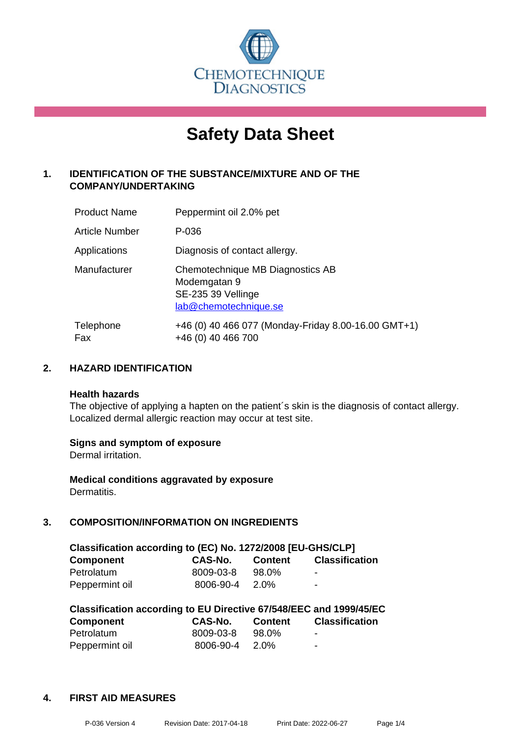CHEMOTECHNIQUE DIAGNOSTICS

# Safety Data Sheet

## 1. IDENTIFICATION OF THE SUBSTANCE/MIXTURE AND OF THE COMPANY/UNDERTAKING

| | |
|---|---|
| Product Name | Peppermint oil 2.0% pet |
| Article Number | P-036 |
| Applications | Diagnosis of contact allergy. |
| Manufacturer | Chemotechnique MB Diagnostics AB<br>Modemgatan 9<br>SE-235 39 Vellinge<br>lab@chemotechnique.se |
| Telephone<br>Fax | +46 (0) 40 466 077 (Monday-Friday 8.00-16.00 GMT+1)<br>+46 (0) 40 466 700 |

## 2. HAZARD IDENTIFICATION

**Health hazards**
The objective of applying a hapten on the patient´s skin is the diagnosis of contact allergy. Localized dermal allergic reaction may occur at test site.

**Signs and symptom of exposure**
Dermal irritation.

**Medical conditions aggravated by exposure**
Dermatitis.

## 3. COMPOSITION/INFORMATION ON INGREDIENTS

**Classification according to (EC) No. 1272/2008 [EU-GHS/CLP]**

| Component | CAS-No. | Content | Classification |
|---|---|---|---|
| Petrolatum | 8009-03-8 | 98.0% | - |
| Peppermint oil | 8006-90-4 | 2.0% | - |

**Classification according to EU Directive 67/548/EEC and 1999/45/EC**

| Component | CAS-No. | Content | Classification |
|---|---|---|---|
| Petrolatum | 8009-03-8 | 98.0% | - |
| Peppermint oil | 8006-90-4 | 2.0% | - |

## 4. FIRST AID MEASURES

P-036 Version 4 Revision Date: 2017-04-18 Print Date: 2022-06-27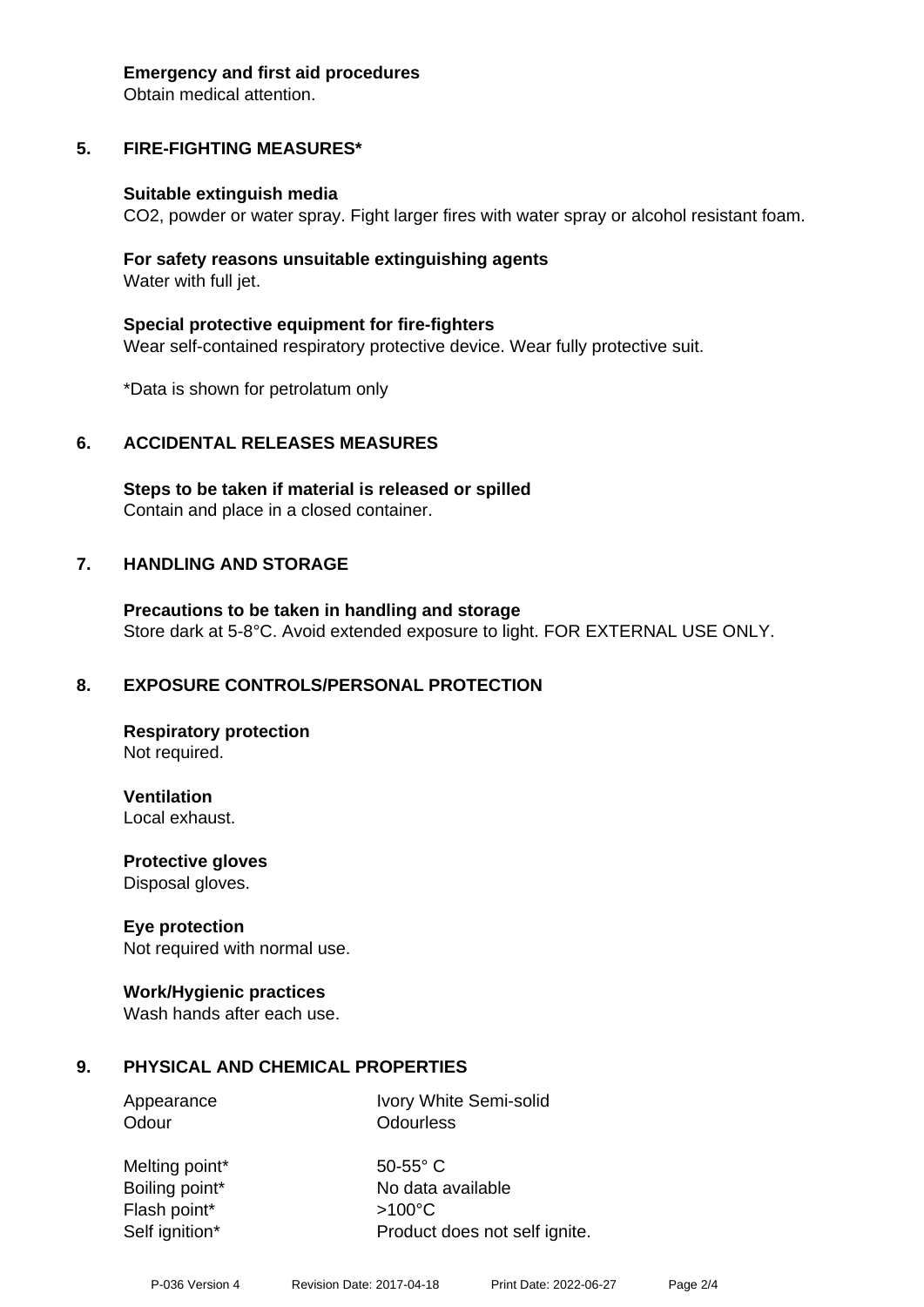**Emergency and first aid procedures**
Obtain medical attention.

## 5. FIRE-FIGHTING MEASURES*

**Suitable extinguish media**
$CO_2$, powder or water spray. Fight larger fires with water spray or alcohol resistant foam.

**For safety reasons unsuitable extinguishing agents**
Water with full jet.

**Special protective equipment for fire-fighters**
Wear self-contained respiratory protective device. Wear fully protective suit.

*Data is shown for petrolatum only

## 6. ACCIDENTAL RELEASES MEASURES

**Steps to be taken if material is released or spilled**
Contain and place in a closed container.

## 7. HANDLING AND STORAGE

**Precautions to be taken in handling and storage**
Store dark at 5-8°C. Avoid extended exposure to light. FOR EXTERNAL USE ONLY.

## 8. EXPOSURE CONTROLS/PERSONAL PROTECTION

**Respiratory protection**
Not required.

**Ventilation**
Local exhaust.

**Protective gloves**
Disposal gloves.

**Eye protection**
Not required with normal use.

**Work/Hygienic practices**
Wash hands after each use.

## 9. PHYSICAL AND CHEMICAL PROPERTIES

| | |
|---|---|
| Appearance | Ivory White Semi-solid |
| Odour | Odourless |
| Melting point* | 50-55° C |
| Boiling point* | No data available |
| Flash point* | >100°C |
| Self ignition* | Product does not self ignite. |

P-036 Version 4 Revision Date: 2017-04-18 Print Date: 2022-06-27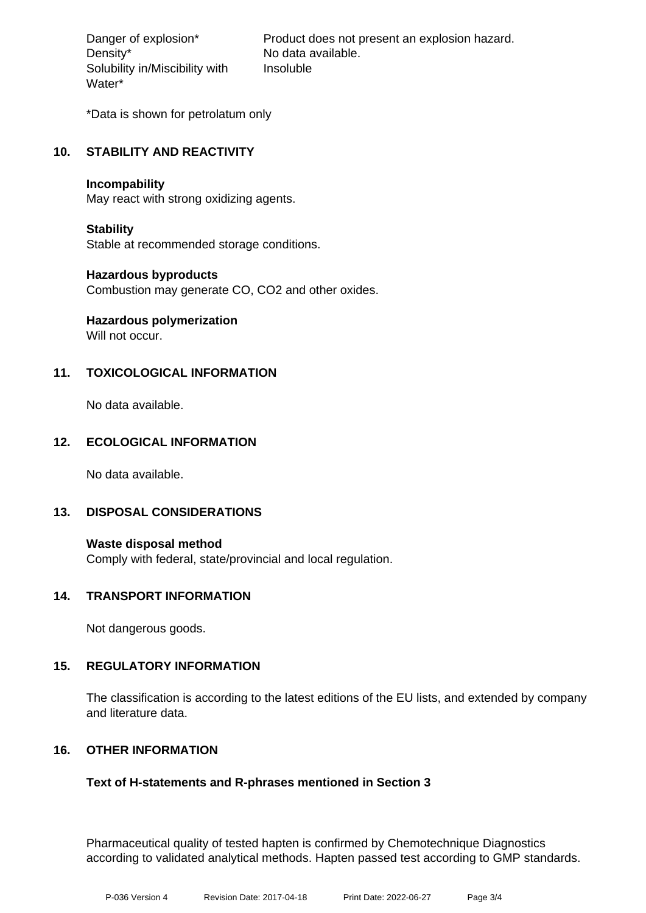| | |
|---|---|
| Danger of explosion* | Product does not present an explosion hazard. |
| Density* | No data available. |
| Solubility in/Miscibility with Water* | Insoluble |

*Data is shown for petrolatum only

## 10. STABILITY AND REACTIVITY

**Incompability**
May react with strong oxidizing agents.

**Stability**
Stable at recommended storage conditions.

**Hazardous byproducts**
Combustion may generate CO, $CO_2$ and other oxides.

**Hazardous polymerization**
Will not occur.

## 11. TOXICOLOGICAL INFORMATION

No data available.

## 12. ECOLOGICAL INFORMATION

No data available.

## 13. DISPOSAL CONSIDERATIONS

**Waste disposal method**
Comply with federal, state/provincial and local regulation.

## 14. TRANSPORT INFORMATION

Not dangerous goods.

## 15. REGULATORY INFORMATION

The classification is according to the latest editions of the EU lists, and extended by company and literature data.

## 16. OTHER INFORMATION

**Text of H-statements and R-phrases mentioned in Section 3**

Pharmaceutical quality of tested hapten is confirmed by Chemotechnique Diagnostics according to validated analytical methods. Hapten passed test according to GMP standards.

P-036 Version 4 Revision Date: 2017-04-18 Print Date: 2022-06-27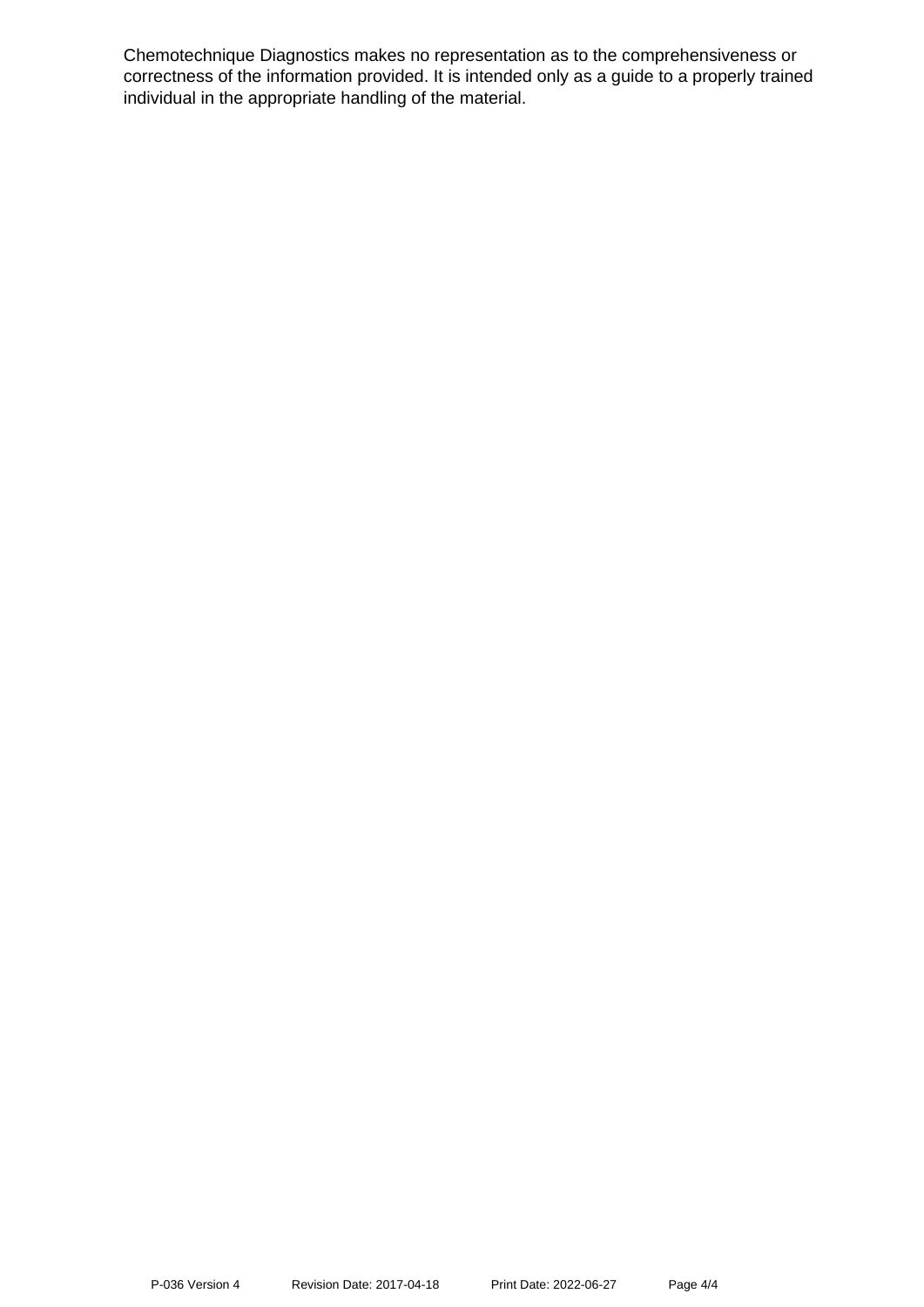Chemotechnique Diagnostics makes no representation as to the comprehensiveness or correctness of the information provided. It is intended only as a guide to a properly trained individual in the appropriate handling of the material.